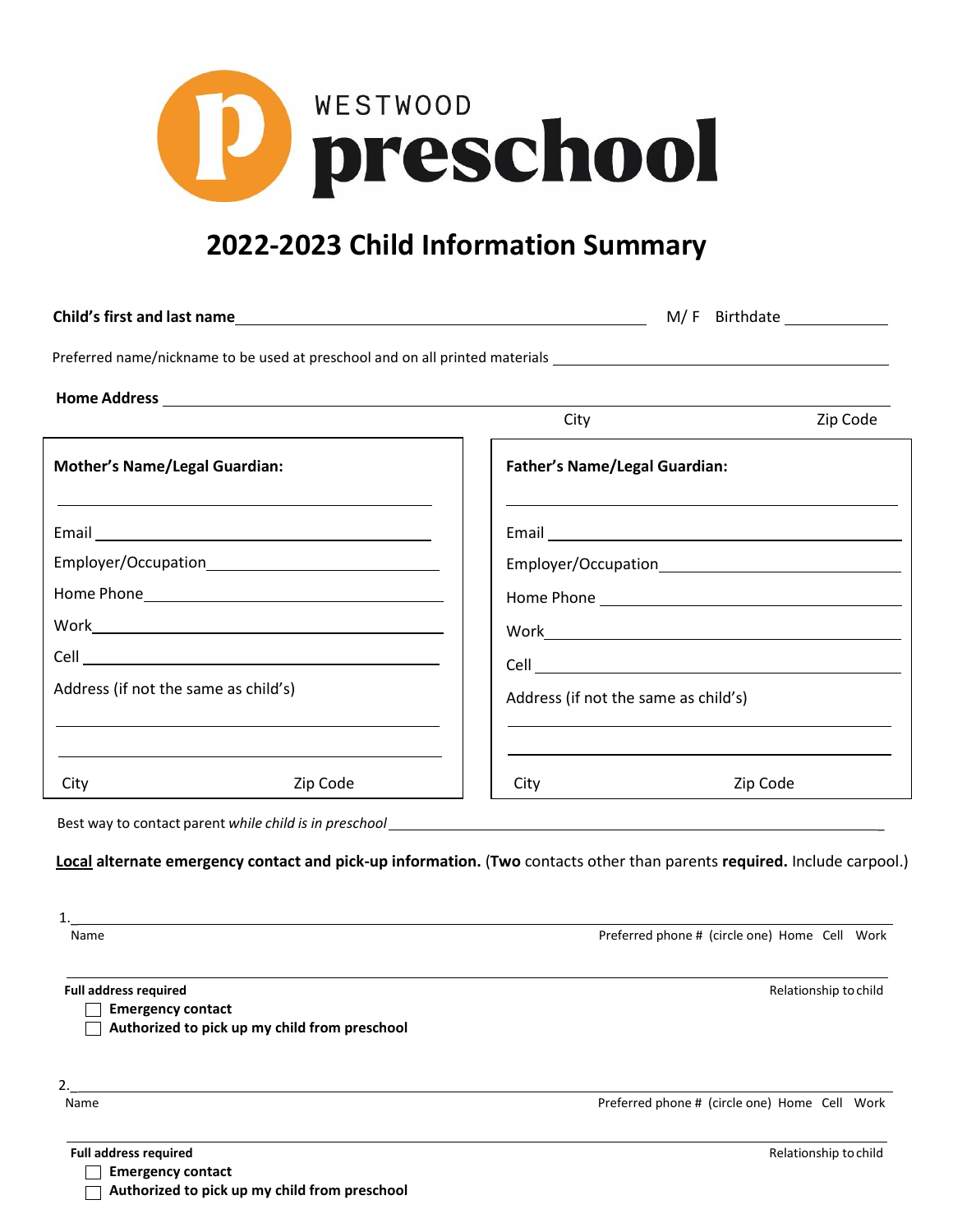WESTWOOD **preschool**

# 2022-2023 Child Information Summary

**Child's first and last name** ______________________________ M/ F Birthdate __________

Preferred name/nickname to be used at preschool and on all printed materials ______________________________

**Home Address** ______________________________

City Zip Code

**Mother's Name/Legal Guardian:**

______________________________

Email ______________________________

Employer/Occupation ______________________________

Home Phone ______________________________

Work ______________________________

Cell ______________________________

Address (if not the same as child's)

______________________________

______________________________

City Zip Code

**Father's Name/Legal Guardian:**

______________________________

Email ______________________________

Employer/Occupation ______________________________

Home Phone ______________________________

Work ______________________________

Cell ______________________________

Address (if not the same as child's)

______________________________

______________________________

City Zip Code

Best way to contact parent *while child is in preschool* ______________________________

**Local alternate emergency contact and pick-up information.** (**Two** contacts other than parents **required.** Include carpool.)

1.______________________________

Name Preferred phone # (circle one) Home Cell Work

______________________________

**Full address required** Relationship to child

- [ ] **Emergency contact**
- [ ] **Authorized to pick up my child from preschool**

2.______________________________

Name Preferred phone # (circle one) Home Cell Work

______________________________

**Full address required** Relationship to child

- [ ] **Emergency contact**
- [ ] **Authorized to pick up my child from preschool**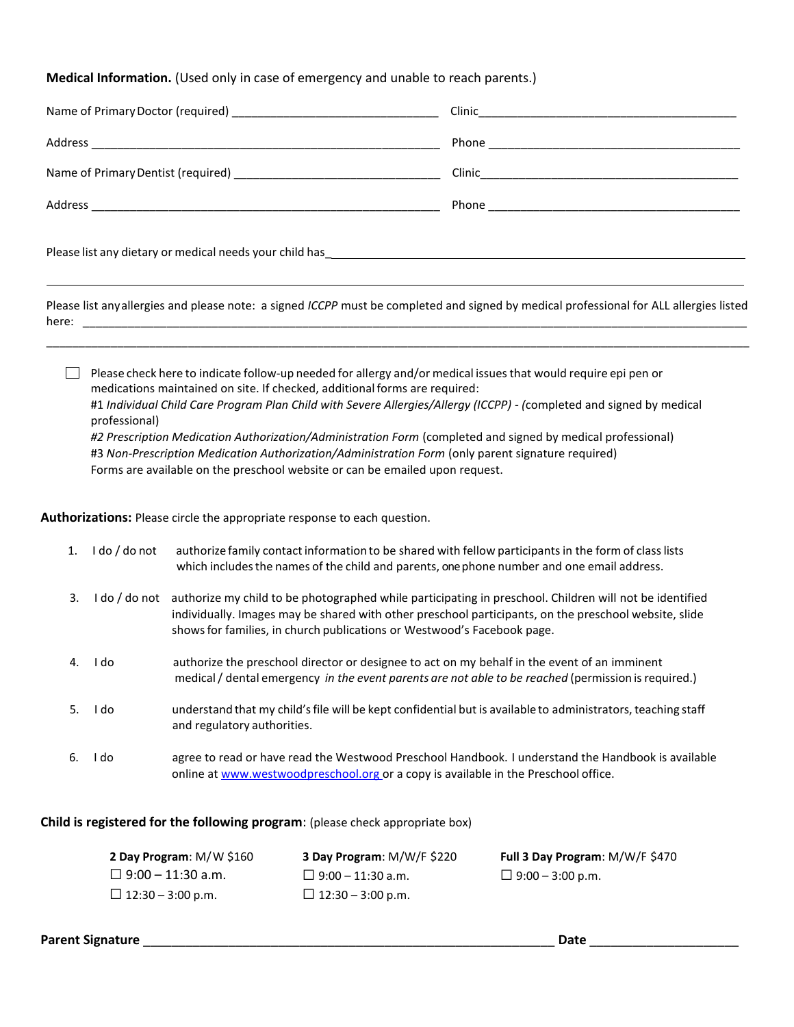**Medical Information.** (Used only in case of emergency and unable to reach parents.)

Name of Primary Doctor (required) ______________________________ Clinic________________________________________

Address ________________________________________________ Phone ______________________________________

Name of Primary Dentist (required) ______________________________ Clinic________________________________________

Address ________________________________________________ Phone ______________________________________

Please list any dietary or medical needs your child has_________________________________________________________

_______________________________________________________________________________________________

Please list any allergies and please note: a signed *ICCPP* must be completed and signed by medical professional for ALL allergies listed here: ___________________________________________________________________________________________

_______________________________________________________________________________________________

☐ Please check here to indicate follow-up needed for allergy and/or medical issues that would require epi pen or medications maintained on site. If checked, additional forms are required:
#1 *Individual Child Care Program Plan Child with Severe Allergies/Allergy (ICCPP) - (*completed and signed by medical professional)
*#2 Prescription Medication Authorization/Administration Form* (completed and signed by medical professional)
#3 *Non-Prescription Medication Authorization/Administration Form* (only parent signature required)
Forms are available on the preschool website or can be emailed upon request.

**Authorizations:** Please circle the appropriate response to each question.

1. I do / do not authorize family contact information to be shared with fellow participants in the form of class lists which includes the names of the child and parents, one phone number and one email address.

3. I do / do not authorize my child to be photographed while participating in preschool. Children will not be identified individually. Images may be shared with other preschool participants, on the preschool website, slide shows for families, in church publications or Westwood's Facebook page.

4. I do authorize the preschool director or designee to act on my behalf in the event of an imminent medical / dental emergency *in the event parents are not able to be reached* (permission is required.)

5. I do understand that my child's file will be kept confidential but is available to administrators, teaching staff and regulatory authorities.

6. I do agree to read or have read the Westwood Preschool Handbook. I understand the Handbook is available online at www.westwoodpreschool.org or a copy is available in the Preschool office.

**Child is registered for the following program**: (please check appropriate box)

**2 Day Program**: M/W $160
☐ 9:00 – 11:30 a.m.
☐ 12:30 – 3:00 p.m.

**3 Day Program**: M/W/F $220
☐ 9:00 – 11:30 a.m.
☐ 12:30 – 3:00 p.m.

**Full 3 Day Program**: M/W/F $470
☐ 9:00 – 3:00 p.m.

**Parent Signature** _______________________________________________ **Date** ____________________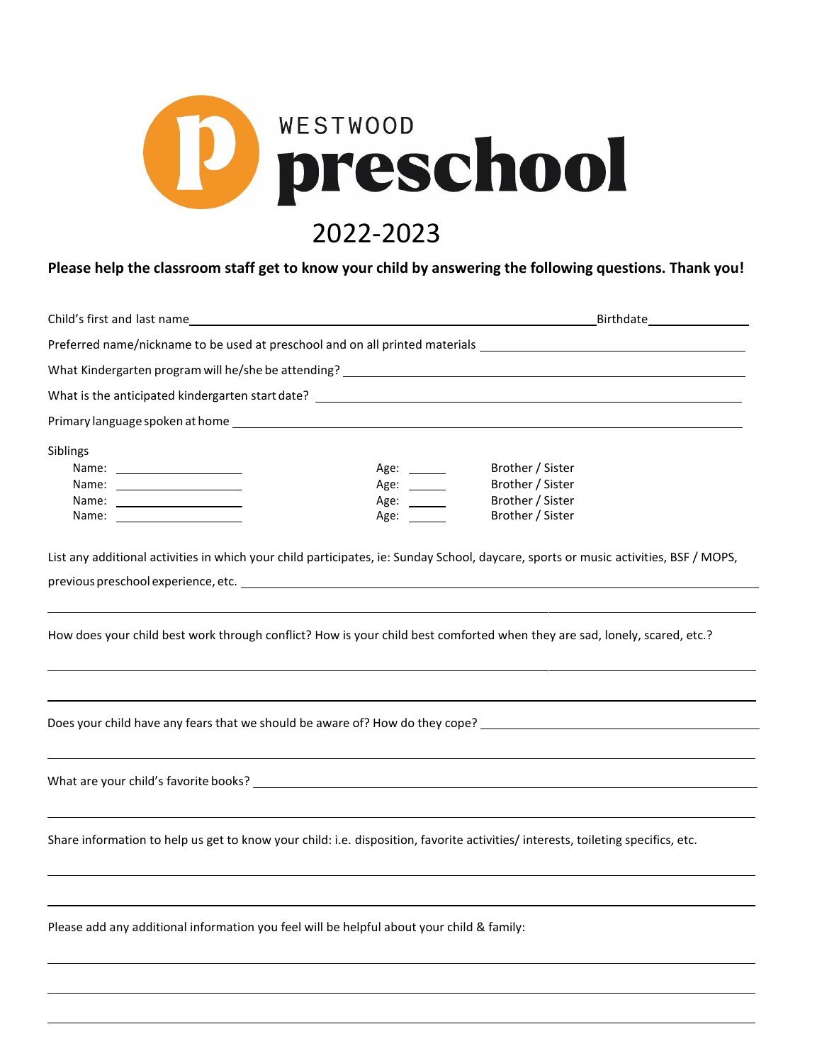# WESTWOOD preschool

## 2022-2023

**Please help the classroom staff get to know your child by answering the following questions. Thank you!**

Child's first and last name\_\_\_\_\_\_\_\_\_\_\_\_\_\_\_\_\_\_\_\_\_\_\_\_\_\_\_\_\_\_ Birthdate\_\_\_\_\_\_\_\_\_\_\_\_

Preferred name/nickname to be used at preschool and on all printed materials \_\_\_\_\_\_\_\_\_\_\_\_\_\_\_\_\_\_\_\_

What Kindergarten program will he/she be attending? \_\_\_\_\_\_\_\_\_\_\_\_\_\_\_\_\_\_\_\_\_\_\_\_\_\_\_\_

What is the anticipated kindergarten start date? \_\_\_\_\_\_\_\_\_\_\_\_\_\_\_\_\_\_\_\_\_\_\_\_\_\_\_\_

Primary language spoken at home \_\_\_\_\_\_\_\_\_\_\_\_\_\_\_\_\_\_\_\_\_\_\_\_\_\_\_\_\_\_\_\_

Siblings

| | | |
|---|---|---|
| Name: \_\_\_\_\_\_\_\_\_\_\_\_ | Age: \_\_\_\_ | Brother / Sister |
| Name: \_\_\_\_\_\_\_\_\_\_\_\_ | Age: \_\_\_\_ | Brother / Sister |
| Name: \_\_\_\_\_\_\_\_\_\_\_\_ | Age: \_\_\_\_ | Brother / Sister |
| Name: \_\_\_\_\_\_\_\_\_\_\_\_ | Age: \_\_\_\_ | Brother / Sister |

List any additional activities in which your child participates, ie: Sunday School, daycare, sports or music activities, BSF / MOPS, previous preschool experience, etc. \_\_\_\_\_\_\_\_\_\_\_\_\_\_\_\_\_\_\_\_\_\_\_\_\_\_\_\_

How does your child best work through conflict? How is your child best comforted when they are sad, lonely, scared, etc.?

Does your child have any fears that we should be aware of? How do they cope? \_\_\_\_\_\_\_\_\_\_\_\_\_\_\_\_\_\_\_\_

What are your child's favorite books? \_\_\_\_\_\_\_\_\_\_\_\_\_\_\_\_\_\_\_\_\_\_\_\_\_\_\_\_

Share information to help us get to know your child: i.e. disposition, favorite activities/ interests, toileting specifics, etc.

Please add any additional information you feel will be helpful about your child & family: